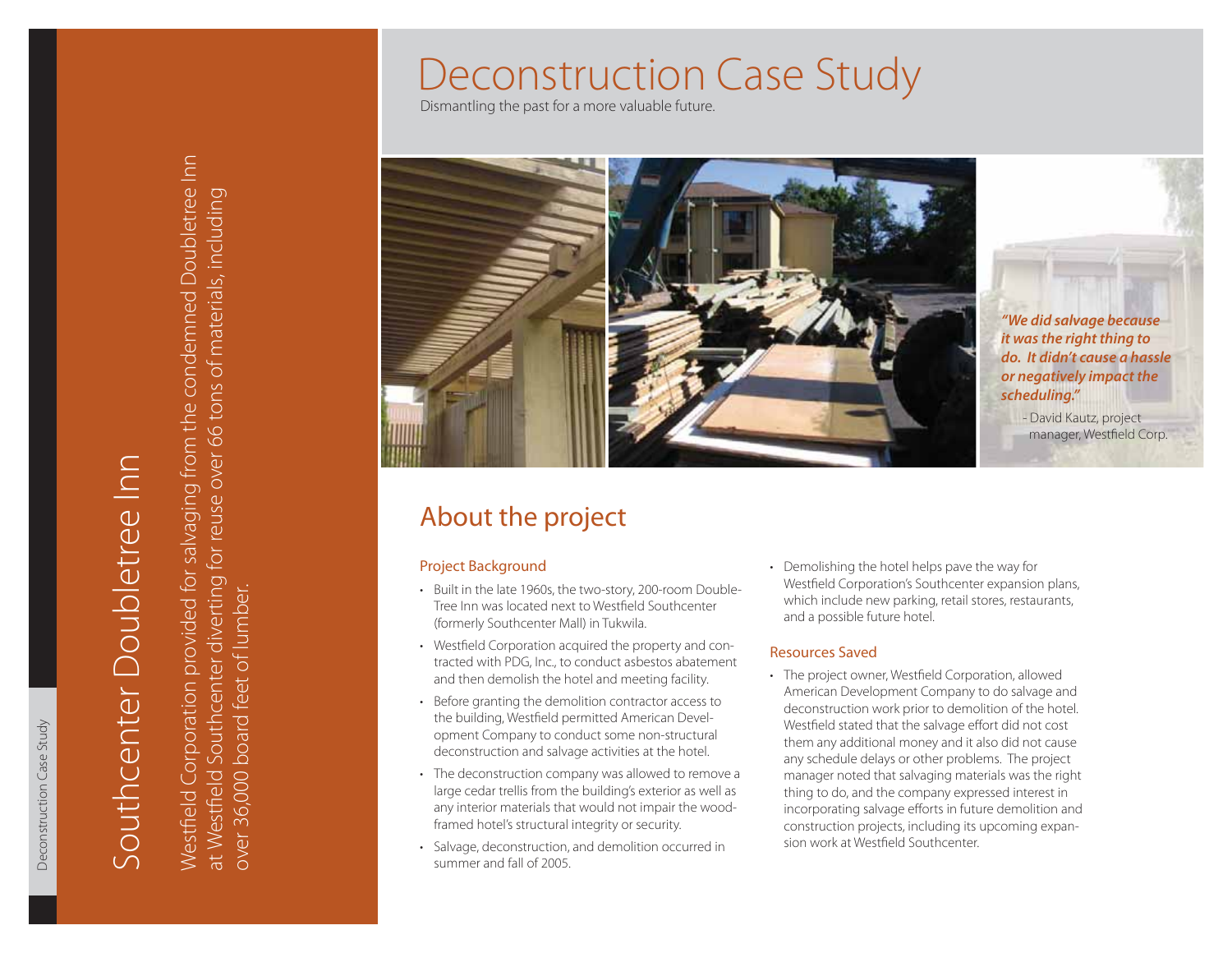# Deconstruction Case Study

Dismantling the past for a more valuable future.

# Southcenter Doubletree Inn

Westfield Corporation provided for salvaging from the condemned Doubletree Inn at Westfield Southcenter diverting for reuse over 66 tons of materials, including over 36,000 board feet of lumber.

***"We did salvage because it was the right thing to do. It didn't cause a hassle or negatively impact the scheduling."***

- David Kautz, project manager, Westfield Corp.

## About the project

### Project Background

- Built in the late 1960s, the two-story, 200-room DoubleTree Inn was located next to Westfield Southcenter (formerly Southcenter Mall) in Tukwila.
- Westfield Corporation acquired the property and contracted with PDG, Inc., to conduct asbestos abatement and then demolish the hotel and meeting facility.
- Before granting the demolition contractor access to the building, Westfield permitted American Development Company to conduct some non-structural deconstruction and salvage activities at the hotel.
- The deconstruction company was allowed to remove a large cedar trellis from the building's exterior as well as any interior materials that would not impair the wood-framed hotel's structural integrity or security.
- Salvage, deconstruction, and demolition occurred in summer and fall of 2005.
- Demolishing the hotel helps pave the way for Westfield Corporation's Southcenter expansion plans, which include new parking, retail stores, restaurants, and a possible future hotel.

### Resources Saved

- The project owner, Westfield Corporation, allowed American Development Company to do salvage and deconstruction work prior to demolition of the hotel. Westfield stated that the salvage effort did not cost them any additional money and it also did not cause any schedule delays or other problems. The project manager noted that salvaging materials was the right thing to do, and the company expressed interest in incorporating salvage efforts in future demolition and construction projects, including its upcoming expansion work at Westfield Southcenter.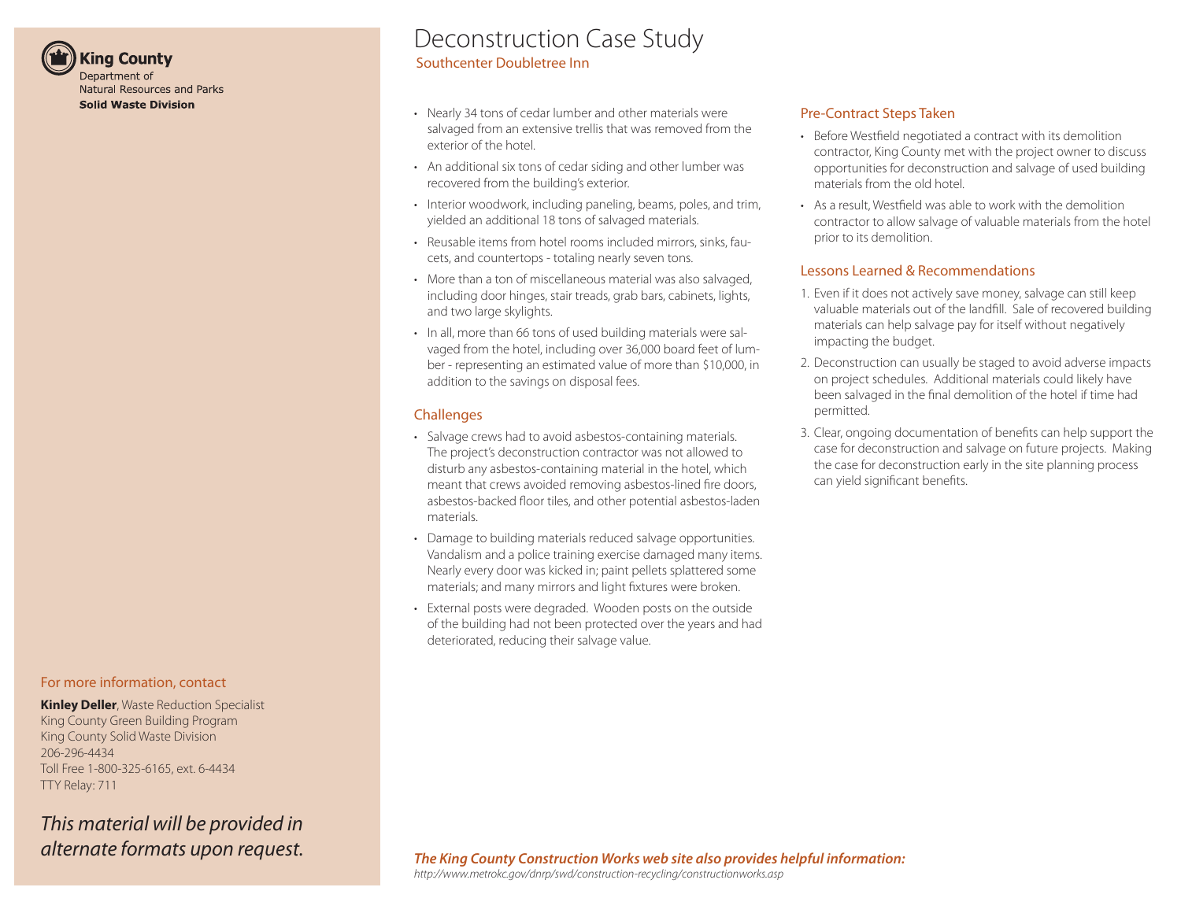King County
Department of
Natural Resources and Parks
**Solid Waste Division**

# Deconstruction Case Study

## Southcenter Doubletree Inn

- Nearly 34 tons of cedar lumber and other materials were salvaged from an extensive trellis that was removed from the exterior of the hotel.
- An additional six tons of cedar siding and other lumber was recovered from the building's exterior.
- Interior woodwork, including paneling, beams, poles, and trim, yielded an additional 18 tons of salvaged materials.
- Reusable items from hotel rooms included mirrors, sinks, faucets, and countertops - totaling nearly seven tons.
- More than a ton of miscellaneous material was also salvaged, including door hinges, stair treads, grab bars, cabinets, lights, and two large skylights.
- In all, more than 66 tons of used building materials were salvaged from the hotel, including over 36,000 board feet of lumber - representing an estimated value of more than $10,000, in addition to the savings on disposal fees.

### Challenges

- Salvage crews had to avoid asbestos-containing materials. The project's deconstruction contractor was not allowed to disturb any asbestos-containing material in the hotel, which meant that crews avoided removing asbestos-lined fire doors, asbestos-backed floor tiles, and other potential asbestos-laden materials.
- Damage to building materials reduced salvage opportunities. Vandalism and a police training exercise damaged many items. Nearly every door was kicked in; paint pellets splattered some materials; and many mirrors and light fixtures were broken.
- External posts were degraded. Wooden posts on the outside of the building had not been protected over the years and had deteriorated, reducing their salvage value.

### Pre-Contract Steps Taken

- Before Westfield negotiated a contract with its demolition contractor, King County met with the project owner to discuss opportunities for deconstruction and salvage of used building materials from the old hotel.
- As a result, Westfield was able to work with the demolition contractor to allow salvage of valuable materials from the hotel prior to its demolition.

### Lessons Learned & Recommendations

1. Even if it does not actively save money, salvage can still keep valuable materials out of the landfill. Sale of recovered building materials can help salvage pay for itself without negatively impacting the budget.
2. Deconstruction can usually be staged to avoid adverse impacts on project schedules. Additional materials could likely have been salvaged in the final demolition of the hotel if time had permitted.
3. Clear, ongoing documentation of benefits can help support the case for deconstruction and salvage on future projects. Making the case for deconstruction early in the site planning process can yield significant benefits.

### For more information, contact

**Kinley Deller**, Waste Reduction Specialist
King County Green Building Program
King County Solid Waste Division
206-296-4434
Toll Free 1-800-325-6165, ext. 6-4434
TTY Relay: 711

*This material will be provided in alternate formats upon request.*

***The King County Construction Works web site also provides helpful information:***
*http://www.metrokc.gov/dnrp/swd/construction-recycling/constructionworks.asp*